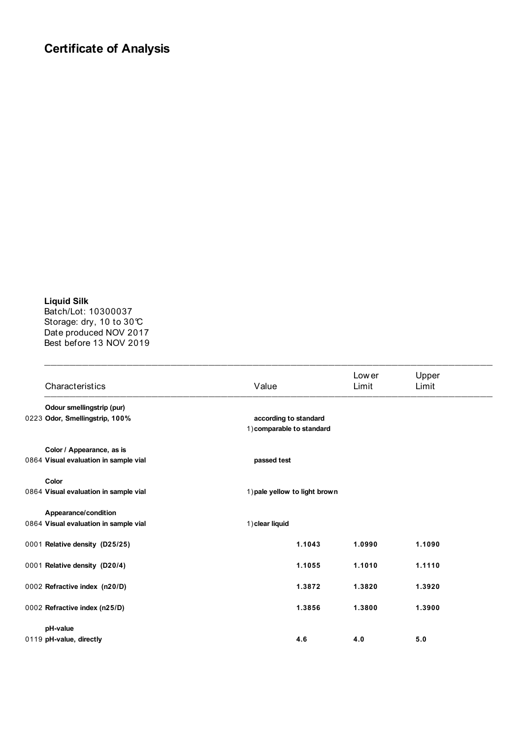# Certificate of Analysis

**Liquid Silk**
Batch/Lot: 10300037
Storage: dry, 10 to 30℃
Date produced NOV 2017
Best before 13 NOV 2019

| Characteristics | Value | Lower Limit | Upper Limit |
|---|---|---|---|
| **Odour smellingstrip (pur)** | | | |
| 0223 **Odor, Smellingstrip, 100%** | **according to standard** | | |
| | 1) **comparable to standard** | | |
| **Color / Appearance, as is** | | | |
| 0864 **Visual evaluation in sample vial** | **passed test** | | |
| **Color** | | | |
| 0864 **Visual evaluation in sample vial** | 1) **pale yellow to light brown** | | |
| **Appearance/condition** | | | |
| 0864 **Visual evaluation in sample vial** | 1) **clear liquid** | | |
| 0001 **Relative density (D25/25)** | **1.1043** | **1.0990** | **1.1090** |
| 0001 **Relative density (D20/4)** | **1.1055** | **1.1010** | **1.1110** |
| 0002 **Refractive index (n20/D)** | **1.3872** | **1.3820** | **1.3920** |
| 0002 **Refractive index (n25/D)** | **1.3856** | **1.3800** | **1.3900** |
| **pH-value** | | | |
| 0119 **pH-value, directly** | **4.6** | **4.0** | **5.0** |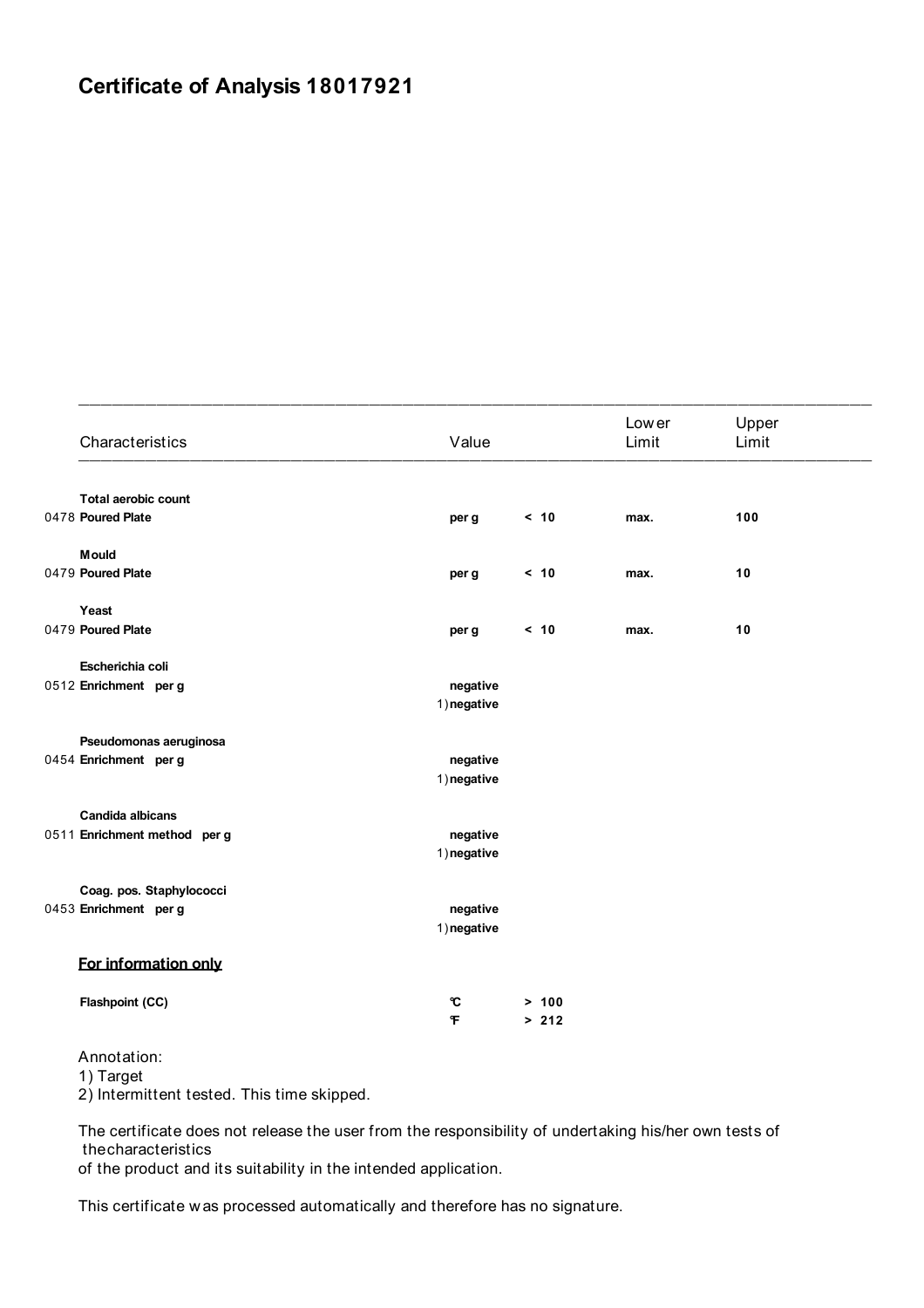# Certificate of Analysis 18017921

| | Characteristics | Value | | Lower Limit | Upper Limit |
|---|---|---|---|---|---|
| | **Total aerobic count** | | | | |
| 0478 | **Poured Plate** | **per g** | **< 10** | **max.** | **100** |
| | **Mould** | | | | |
| 0479 | **Poured Plate** | **per g** | **< 10** | **max.** | **10** |
| | **Yeast** | | | | |
| 0479 | **Poured Plate** | **per g** | **< 10** | **max.** | **10** |
| | **Escherichia coli** | | | | |
| 0512 | **Enrichment per g** | **negative** | | | |
| | | 1) **negative** | | | |
| | **Pseudomonas aeruginosa** | | | | |
| 0454 | **Enrichment per g** | **negative** | | | |
| | | 1) **negative** | | | |
| | **Candida albicans** | | | | |
| 0511 | **Enrichment method per g** | **negative** | | | |
| | | 1) **negative** | | | |
| | **Coag. pos. Staphylococci** | | | | |
| 0453 | **Enrichment per g** | **negative** | | | |
| | | 1) **negative** | | | |

**For information only**

| | | |
|---|---|---|
| **Flashpoint (CC)** | **°C** | **> 100** |
| | **°F** | **> 212** |

Annotation:
1) Target
2) Intermittent tested. This time skipped.

The certificate does not release the user from the responsibility of undertaking his/her own tests of thecharacteristics
of the product and its suitability in the intended application.

This certificate was processed automatically and therefore has no signature.